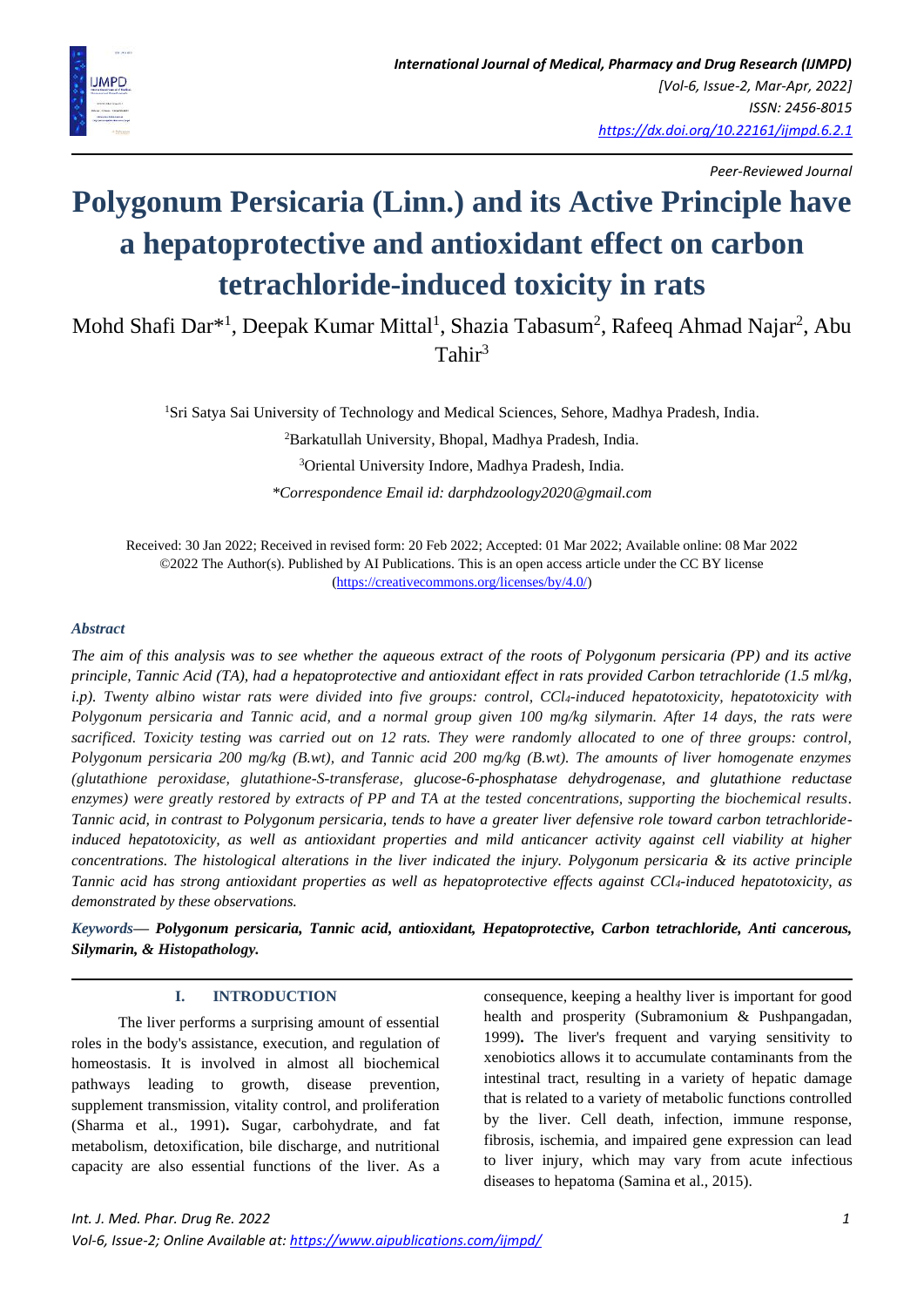Peer-Reviewed Journal

# Polygonum Persicaria (Linn.) and its Active Principle have a hepatoprotective and antioxidant effect on carbon tetrachloride-induced toxicity in rats

Mohd Shafi Dar*[1], Deepak Kumar Mittal[1], Shazia Tabasum[2], Rafeeq Ahmad Najar[2], Abu Tahir[3]

[1]Sri Satya Sai University of Technology and Medical Sciences, Sehore, Madhya Pradesh, India.

[2]Barkatullah University, Bhopal, Madhya Pradesh, India.

[3]Oriental University Indore, Madhya Pradesh, India.

*Correspondence Email id: darphdzoology2020@gmail.com

Received: 30 Jan 2022; Received in revised form: 20 Feb 2022; Accepted: 01 Mar 2022; Available online: 08 Mar 2022
©2022 The Author(s). Published by AI Publications. This is an open access article under the CC BY license (https://creativecommons.org/licenses/by/4.0/)

***Abstract***

*The aim of this analysis was to see whether the aqueous extract of the roots of Polygonum persicaria (PP) and its active principle, Tannic Acid (TA), had a hepatoprotective and antioxidant effect in rats provided Carbon tetrachloride (1.5 ml/kg, i.p). Twenty albino wistar rats were divided into five groups: control, $CCl_4$-induced hepatotoxicity, hepatotoxicity with Polygonum persicaria and Tannic acid, and a normal group given 100 mg/kg silymarin. After 14 days, the rats were sacrificed. Toxicity testing was carried out on 12 rats. They were randomly allocated to one of three groups: control, Polygonum persicaria 200 mg/kg (B.wt), and Tannic acid 200 mg/kg (B.wt). The amounts of liver homogenate enzymes (glutathione peroxidase, glutathione-S-transferase, glucose-6-phosphatase dehydrogenase, and glutathione reductase enzymes) were greatly restored by extracts of PP and TA at the tested concentrations, supporting the biochemical results. Tannic acid, in contrast to Polygonum persicaria, tends to have a greater liver defensive role toward carbon tetrachloride-induced hepatotoxicity, as well as antioxidant properties and mild anticancer activity against cell viability at higher concentrations. The histological alterations in the liver indicated the injury. Polygonum persicaria & its active principle Tannic acid has strong antioxidant properties as well as hepatoprotective effects against $CCl_4$-induced hepatotoxicity, as demonstrated by these observations.*

***Keywords*— *Polygonum persicaria, Tannic acid, antioxidant, Hepatoprotective, Carbon tetrachloride, Anti cancerous, Silymarin, & Histopathology.***

## I. INTRODUCTION

The liver performs a surprising amount of essential roles in the body's assistance, execution, and regulation of homeostasis. It is involved in almost all biochemical pathways leading to growth, disease prevention, supplement transmission, vitality control, and proliferation (Sharma et al., 1991). Sugar, carbohydrate, and fat metabolism, detoxification, bile discharge, and nutritional capacity are also essential functions of the liver. As a consequence, keeping a healthy liver is important for good health and prosperity (Subramonium & Pushpangadan, 1999). The liver's frequent and varying sensitivity to xenobiotics allows it to accumulate contaminants from the intestinal tract, resulting in a variety of hepatic damage that is related to a variety of metabolic functions controlled by the liver. Cell death, infection, immune response, fibrosis, ischemia, and impaired gene expression can lead to liver injury, which may vary from acute infectious diseases to hepatoma (Samina et al., 2015).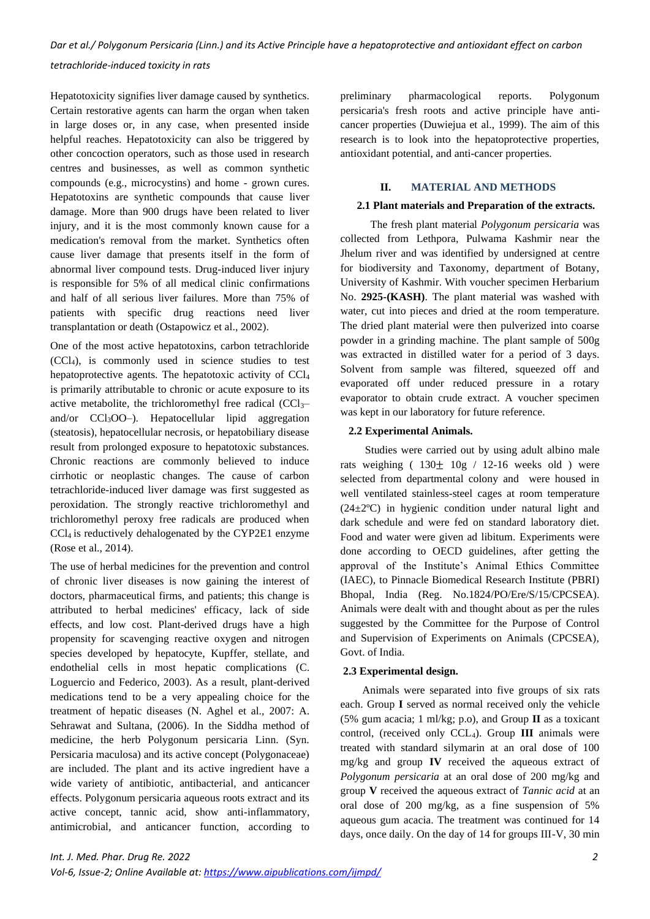Hepatotoxicity signifies liver damage caused by synthetics. Certain restorative agents can harm the organ when taken in large doses or, in any case, when presented inside helpful reaches. Hepatotoxicity can also be triggered by other concoction operators, such as those used in research centres and businesses, as well as common synthetic compounds (e.g., microcystins) and home - grown cures. Hepatotoxins are synthetic compounds that cause liver damage. More than 900 drugs have been related to liver injury, and it is the most commonly known cause for a medication's removal from the market. Synthetics often cause liver damage that presents itself in the form of abnormal liver compound tests. Drug-induced liver injury is responsible for 5% of all medical clinic confirmations and half of all serious liver failures. More than 75% of patients with specific drug reactions need liver transplantation or death (Ostapowicz et al., 2002).

One of the most active hepatotoxins, carbon tetrachloride ($CCl_4$), is commonly used in science studies to test hepatoprotective agents. The hepatotoxic activity of $CCl_4$ is primarily attributable to chronic or acute exposure to its active metabolite, the trichloromethyl free radical ($CCl_3$– and/or $CCl_3OO$–). Hepatocellular lipid aggregation (steatosis), hepatocellular necrosis, or hepatobiliary disease result from prolonged exposure to hepatotoxic substances. Chronic reactions are commonly believed to induce cirrhotic or neoplastic changes. The cause of carbon tetrachloride-induced liver damage was first suggested as peroxidation. The strongly reactive trichloromethyl and trichloromethyl peroxy free radicals are produced when $CCl_4$ is reductively dehalogenated by the CYP2E1 enzyme (Rose et al., 2014).

The use of herbal medicines for the prevention and control of chronic liver diseases is now gaining the interest of doctors, pharmaceutical firms, and patients; this change is attributed to herbal medicines' efficacy, lack of side effects, and low cost. Plant-derived drugs have a high propensity for scavenging reactive oxygen and nitrogen species developed by hepatocyte, Kupffer, stellate, and endothelial cells in most hepatic complications (C. Loguercio and Federico, 2003). As a result, plant-derived medications tend to be a very appealing choice for the treatment of hepatic diseases (N. Aghel et al., 2007: A. Sehrawat and Sultana, (2006). In the Siddha method of medicine, the herb Polygonum persicaria Linn. (Syn. Persicaria maculosa) and its active concept (Polygonaceae) are included. The plant and its active ingredient have a wide variety of antibiotic, antibacterial, and anticancer effects. Polygonum persicaria aqueous roots extract and its active concept, tannic acid, show anti-inflammatory, antimicrobial, and anticancer function, according to preliminary pharmacological reports. Polygonum persicaria's fresh roots and active principle have anti-cancer properties (Duwiejua et al., 1999). The aim of this research is to look into the hepatoprotective properties, antioxidant potential, and anti-cancer properties.

## II. MATERIAL AND METHODS

### 2.1 Plant materials and Preparation of the extracts.

The fresh plant material *Polygonum persicaria* was collected from Lethpora, Pulwama Kashmir near the Jhelum river and was identified by undersigned at centre for biodiversity and Taxonomy, department of Botany, University of Kashmir. With voucher specimen Herbarium No. **2925-(KASH)**. The plant material was washed with water, cut into pieces and dried at the room temperature. The dried plant material were then pulverized into coarse powder in a grinding machine. The plant sample of 500g was extracted in distilled water for a period of 3 days. Solvent from sample was filtered, squeezed off and evaporated off under reduced pressure in a rotary evaporator to obtain crude extract. A voucher specimen was kept in our laboratory for future reference.

### 2.2 Experimental Animals.

Studies were carried out by using adult albino male rats weighing ( $130\pm 10$g / 12-16 weeks old ) were selected from departmental colony and were housed in well ventilated stainless-steel cages at room temperature ($24\pm2$ºC) in hygienic condition under natural light and dark schedule and were fed on standard laboratory diet. Food and water were given ad libitum. Experiments were done according to OECD guidelines, after getting the approval of the Institute's Animal Ethics Committee (IAEC), to Pinnacle Biomedical Research Institute (PBRI) Bhopal, India (Reg. No.1824/PO/Ere/S/15/CPCSEA). Animals were dealt with and thought about as per the rules suggested by the Committee for the Purpose of Control and Supervision of Experiments on Animals (CPCSEA), Govt. of India.

### 2.3 Experimental design.

Animals were separated into five groups of six rats each. Group **I** served as normal received only the vehicle (5% gum acacia; 1 ml/kg; p.o), and Group **II** as a toxicant control, (received only $CCL_4$). Group **III** animals were treated with standard silymarin at an oral dose of 100 mg/kg and group **IV** received the aqueous extract of *Polygonum persicaria* at an oral dose of 200 mg/kg and group **V** received the aqueous extract of *Tannic acid* at an oral dose of 200 mg/kg, as a fine suspension of 5% aqueous gum acacia. The treatment was continued for 14 days, once daily. On the day of 14 for groups III-V, 30 min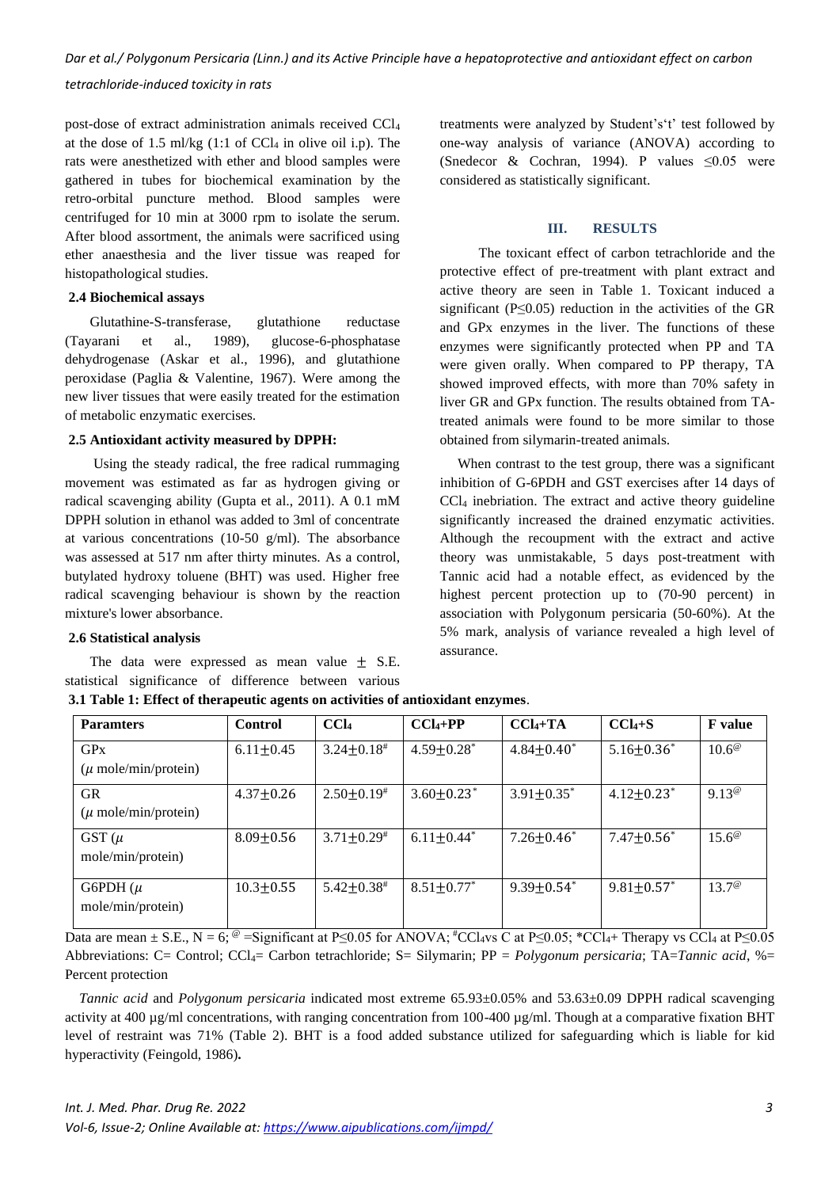post-dose of extract administration animals received $CCl_4$ at the dose of 1.5 ml/kg (1:1 of $CCl_4$ in olive oil i.p). The rats were anesthetized with ether and blood samples were gathered in tubes for biochemical examination by the retro-orbital puncture method. Blood samples were centrifuged for 10 min at 3000 rpm to isolate the serum. After blood assortment, the animals were sacrificed using ether anaesthesia and the liver tissue was reaped for histopathological studies.

### 2.4 Biochemical assays

Glutathine-S-transferase, glutathione reductase (Tayarani et al., 1989), glucose-6-phosphatase dehydrogenase (Askar et al., 1996), and glutathione peroxidase (Paglia & Valentine, 1967). Were among the new liver tissues that were easily treated for the estimation of metabolic enzymatic exercises.

### 2.5 Antioxidant activity measured by DPPH:

Using the steady radical, the free radical rummaging movement was estimated as far as hydrogen giving or radical scavenging ability (Gupta et al., 2011). A 0.1 mM DPPH solution in ethanol was added to 3ml of concentrate at various concentrations (10-50 g/ml). The absorbance was assessed at 517 nm after thirty minutes. As a control, butylated hydroxy toluene (BHT) was used. Higher free radical scavenging behaviour is shown by the reaction mixture's lower absorbance.

### 2.6 Statistical analysis

The data were expressed as mean value $\pm$ S.E. statistical significance of difference between various treatments were analyzed by Student's't' test followed by one-way analysis of variance (ANOVA) according to (Snedecor & Cochran, 1994). P values $\leq 0.05$ were considered as statistically significant.

## III. RESULTS

The toxicant effect of carbon tetrachloride and the protective effect of pre-treatment with plant extract and active theory are seen in Table 1. Toxicant induced a significant ($P \leq 0.05$) reduction in the activities of the GR and GPx enzymes in the liver. The functions of these enzymes were significantly protected when PP and TA were given orally. When compared to PP therapy, TA showed improved effects, with more than 70% safety in liver GR and GPx function. The results obtained from TA-treated animals were found to be more similar to those obtained from silymarin-treated animals.

When contrast to the test group, there was a significant inhibition of G-6PDH and GST exercises after 14 days of $CCl_4$ inebriation. The extract and active theory guideline significantly increased the drained enzymatic activities. Although the recoupment with the extract and active theory was unmistakable, 5 days post-treatment with Tannic acid had a notable effect, as evidenced by the highest percent protection up to (70-90 percent) in association with Polygonum persicaria (50-60%). At the 5% mark, analysis of variance revealed a high level of assurance.

**3.1 Table 1: Effect of therapeutic agents on activities of antioxidant enzymes**.

| Paramters | Control | $CCl_4$ | $CCl_4$+PP | $CCl_4$+TA | $CCl_4$+S | F value |
|---|---|---|---|---|---|---|
| GPx ($\mu$ mole/min/protein) | 6.11±0.45 | 3.24±0.18# | 4.59±0.28* | 4.84±0.40* | 5.16±0.36* | 10.6@ |
| GR ($\mu$ mole/min/protein) | 4.37±0.26 | 2.50±0.19# | 3.60±0.23* | 3.91±0.35* | 4.12±0.23* | 9.13@ |
| GST ($\mu$ mole/min/protein) | 8.09±0.56 | 3.71±0.29# | 6.11±0.44* | 7.26±0.46* | 7.47±0.56* | 15.6@ |
| G6PDH ($\mu$ mole/min/protein) | 10.3±0.55 | 5.42±0.38# | 8.51±0.77* | 9.39±0.54* | 9.81±0.57* | 13.7@ |

Data are mean ± S.E., N = 6; @ =Significant at $P \leq 0.05$ for ANOVA; #$CCl_4$vs C at $P \leq 0.05$; *$CCl_4$+ Therapy vs $CCl_4$ at $P \leq 0.05$ Abbreviations: C= Control; $CCl_4$= Carbon tetrachloride; S= Silymarin; PP = *Polygonum persicaria*; TA=*Tannic acid*, %= Percent protection

*Tannic acid* and *Polygonum persicaria* indicated most extreme 65.93±0.05% and 53.63±0.09 DPPH radical scavenging activity at 400 µg/ml concentrations, with ranging concentration from 100-400 µg/ml. Though at a comparative fixation BHT level of restraint was 71% (Table 2). BHT is a food added substance utilized for safeguarding which is liable for kid hyperactivity (Feingold, 1986)**.**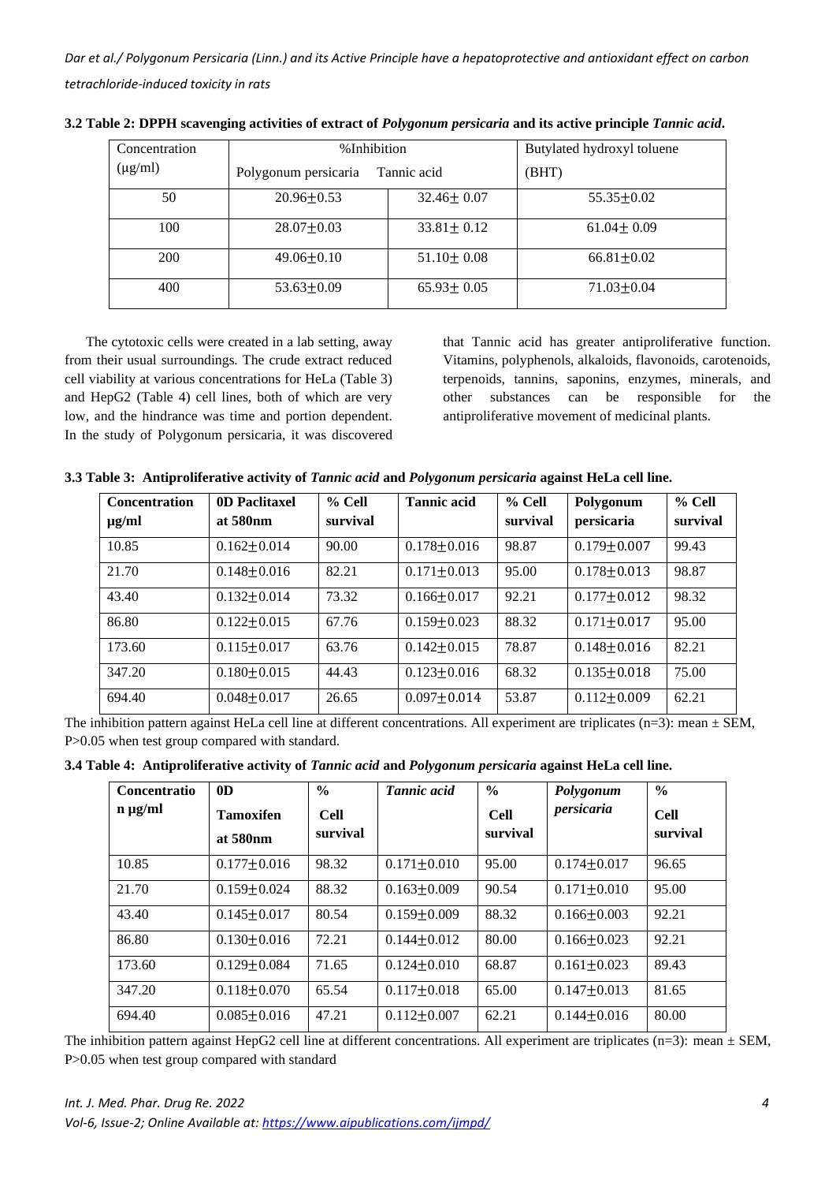**3.2 Table 2: DPPH scavenging activities of extract of *Polygonum persicaria* and its active principle *Tannic acid*.**

| Concentration (µg/ml) | %Inhibition | | Butylated hydroxyl toluene |
|---|---|---|---|
| | Polygonum persicaria | Tannic acid | (BHT) |
| 50 | 20.96±0.53 | 32.46± 0.07 | 55.35±0.02 |
| 100 | 28.07±0.03 | 33.81± 0.12 | 61.04± 0.09 |
| 200 | 49.06±0.10 | 51.10± 0.08 | 66.81±0.02 |
| 400 | 53.63±0.09 | 65.93± 0.05 | 71.03±0.04 |

The cytotoxic cells were created in a lab setting, away from their usual surroundings. The crude extract reduced cell viability at various concentrations for HeLa (Table 3) and HepG2 (Table 4) cell lines, both of which are very low, and the hindrance was time and portion dependent. In the study of Polygonum persicaria, it was discovered that Tannic acid has greater antiproliferative function. Vitamins, polyphenols, alkaloids, flavonoids, carotenoids, terpenoids, tannins, saponins, enzymes, minerals, and other substances can be responsible for the antiproliferative movement of medicinal plants.

**3.3 Table 3: Antiproliferative activity of *Tannic acid* and *Polygonum persicaria* against HeLa cell line.**

| Concentration µg/ml | 0D Paclitaxel at 580nm | % Cell survival | Tannic acid | % Cell survival | Polygonum persicaria | % Cell survival |
|---|---|---|---|---|---|---|
| 10.85 | 0.162±0.014 | 90.00 | 0.178±0.016 | 98.87 | 0.179±0.007 | 99.43 |
| 21.70 | 0.148±0.016 | 82.21 | 0.171±0.013 | 95.00 | 0.178±0.013 | 98.87 |
| 43.40 | 0.132±0.014 | 73.32 | 0.166±0.017 | 92.21 | 0.177±0.012 | 98.32 |
| 86.80 | 0.122±0.015 | 67.76 | 0.159±0.023 | 88.32 | 0.171±0.017 | 95.00 |
| 173.60 | 0.115±0.017 | 63.76 | 0.142±0.015 | 78.87 | 0.148±0.016 | 82.21 |
| 347.20 | 0.180±0.015 | 44.43 | 0.123±0.016 | 68.32 | 0.135±0.018 | 75.00 |
| 694.40 | 0.048±0.017 | 26.65 | 0.097±0.014 | 53.87 | 0.112±0.009 | 62.21 |

The inhibition pattern against HeLa cell line at different concentrations. All experiment are triplicates (n=3): mean ± SEM, P>0.05 when test group compared with standard.

**3.4 Table 4: Antiproliferative activity of *Tannic acid* and *Polygonum persicaria* against HeLa cell line.**

| Concentration µg/ml | 0D Tamoxifen at 580nm | % Cell survival | *Tannic acid* | % Cell survival | *Polygonum persicaria* | % Cell survival |
|---|---|---|---|---|---|---|
| 10.85 | 0.177±0.016 | 98.32 | 0.171±0.010 | 95.00 | 0.174±0.017 | 96.65 |
| 21.70 | 0.159±0.024 | 88.32 | 0.163±0.009 | 90.54 | 0.171±0.010 | 95.00 |
| 43.40 | 0.145±0.017 | 80.54 | 0.159±0.009 | 88.32 | 0.166±0.003 | 92.21 |
| 86.80 | 0.130±0.016 | 72.21 | 0.144±0.012 | 80.00 | 0.166±0.023 | 92.21 |
| 173.60 | 0.129±0.084 | 71.65 | 0.124±0.010 | 68.87 | 0.161±0.023 | 89.43 |
| 347.20 | 0.118±0.070 | 65.54 | 0.117±0.018 | 65.00 | 0.147±0.013 | 81.65 |
| 694.40 | 0.085±0.016 | 47.21 | 0.112±0.007 | 62.21 | 0.144±0.016 | 80.00 |

The inhibition pattern against HepG2 cell line at different concentrations. All experiment are triplicates (n=3): mean ± SEM, P>0.05 when test group compared with standard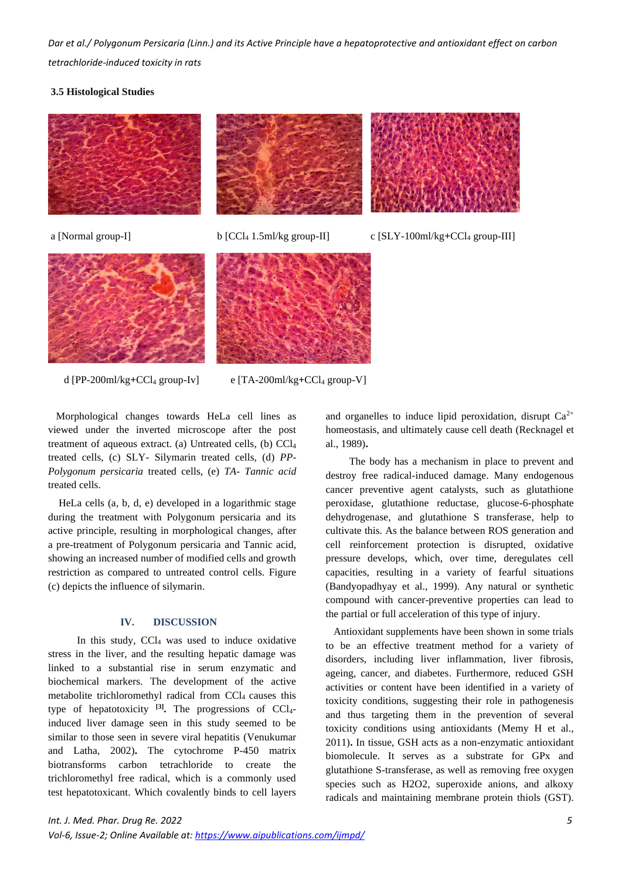### 3.5 Histological Studies

a [Normal group-I]

b [$CCl_4$ 1.5ml/kg group-II]

c [SLY-100ml/kg+$CCl_4$ group-III]

d [PP-200ml/kg+$CCl_4$ group-Iv]

e [TA-200ml/kg+$CCl_4$ group-V]

Morphological changes towards HeLa cell lines as viewed under the inverted microscope after the post treatment of aqueous extract. (a) Untreated cells, (b) $CCl_4$ treated cells, (c) SLY- Silymarin treated cells, (d) *PP- Polygonum persicaria* treated cells, (e) *TA- Tannic acid* treated cells.

HeLa cells (a, b, d, e) developed in a logarithmic stage during the treatment with Polygonum persicaria and its active principle, resulting in morphological changes, after a pre-treatment of Polygonum persicaria and Tannic acid, showing an increased number of modified cells and growth restriction as compared to untreated control cells. Figure (c) depicts the influence of silymarin.

## IV. DISCUSSION

In this study, $CCl_4$ was used to induce oxidative stress in the liver, and the resulting hepatic damage was linked to a substantial rise in serum enzymatic and biochemical markers. The development of the active metabolite trichloromethyl radical from $CCl_4$ causes this type of hepatotoxicity [3]**.** The progressions of $CCl_4$-induced liver damage seen in this study seemed to be similar to those seen in severe viral hepatitis (Venukumar and Latha, 2002)**.** The cytochrome P-450 matrix biotransforms carbon tetrachloride to create the trichloromethyl free radical, which is a commonly used test hepatotoxicant. Which covalently binds to cell layers and organelles to induce lipid peroxidation, disrupt $Ca^{2+}$ homeostasis, and ultimately cause cell death (Recknagel et al., 1989)**.**

The body has a mechanism in place to prevent and destroy free radical-induced damage. Many endogenous cancer preventive agent catalysts, such as glutathione peroxidase, glutathione reductase, glucose-6-phosphate dehydrogenase, and glutathione S transferase, help to cultivate this. As the balance between ROS generation and cell reinforcement protection is disrupted, oxidative pressure develops, which, over time, deregulates cell capacities, resulting in a variety of fearful situations (Bandyopadhyay et al., 1999). Any natural or synthetic compound with cancer-preventive properties can lead to the partial or full acceleration of this type of injury.

Antioxidant supplements have been shown in some trials to be an effective treatment method for a variety of disorders, including liver inflammation, liver fibrosis, ageing, cancer, and diabetes. Furthermore, reduced GSH activities or content have been identified in a variety of toxicity conditions, suggesting their role in pathogenesis and thus targeting them in the prevention of several toxicity conditions using antioxidants (Memy H et al., 2011)**.** In tissue, GSH acts as a non-enzymatic antioxidant biomolecule. It serves as a substrate for GPx and glutathione S-transferase, as well as removing free oxygen species such as H2O2, superoxide anions, and alkoxy radicals and maintaining membrane protein thiols (GST).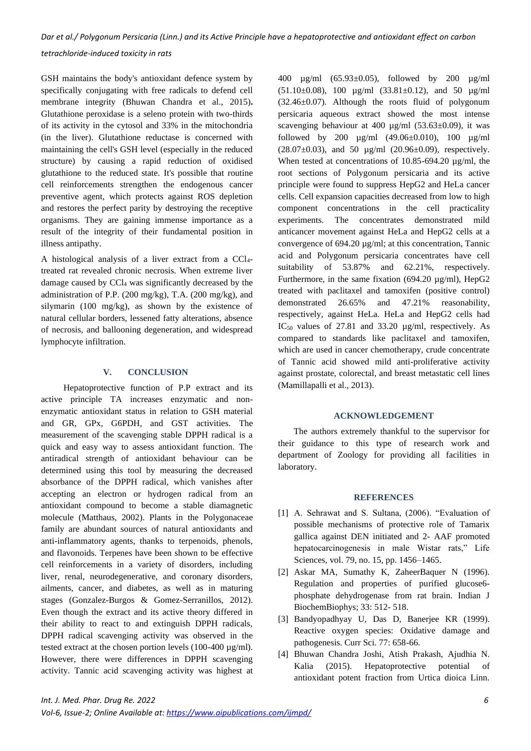GSH maintains the body's antioxidant defence system by specifically conjugating with free radicals to defend cell membrane integrity (Bhuwan Chandra et al., 2015)**.** Glutathione peroxidase is a seleno protein with two-thirds of its activity in the cytosol and 33% in the mitochondria (in the liver). Glutathione reductase is concerned with maintaining the cell's GSH level (especially in the reduced structure) by causing a rapid reduction of oxidised glutathione to the reduced state. It's possible that routine cell reinforcements strengthen the endogenous cancer preventive agent, which protects against ROS depletion and restores the perfect parity by destroying the receptive organisms. They are gaining immense importance as a result of the integrity of their fundamental position in illness antipathy.

A histological analysis of a liver extract from a $CCl_4$-treated rat revealed chronic necrosis. When extreme liver damage caused by $CCl_4$ was significantly decreased by the administration of P.P. (200 mg/kg), T.A. (200 mg/kg), and silymarin (100 mg/kg), as shown by the existence of natural cellular borders, lessened fatty alterations, absence of necrosis, and ballooning degeneration, and widespread lymphocyte infiltration.

## V. CONCLUSION

Hepatoprotective function of P.P extract and its active principle TA increases enzymatic and non-enzymatic antioxidant status in relation to GSH material and GR, GPx, G6PDH, and GST activities. The measurement of the scavenging stable DPPH radical is a quick and easy way to assess antioxidant function. The antiradical strength of antioxidant behaviour can be determined using this tool by measuring the decreased absorbance of the DPPH radical, which vanishes after accepting an electron or hydrogen radical from an antioxidant compound to become a stable diamagnetic molecule (Matthaus, 2002). Plants in the Polygonaceae family are abundant sources of natural antioxidants and anti-inflammatory agents, thanks to terpenoids, phenols, and flavonoids. Terpenes have been shown to be effective cell reinforcements in a variety of disorders, including liver, renal, neurodegenerative, and coronary disorders, ailments, cancer, and diabetes, as well as in maturing stages (Gonzalez-Burgos & Gomez-Serranillos, 2012). Even though the extract and its active theory differed in their ability to react to and extinguish DPPH radicals, DPPH radical scavenging activity was observed in the tested extract at the chosen portion levels (100-400 µg/ml). However, there were differences in DPPH scavenging activity. Tannic acid scavenging activity was highest at 400 µg/ml (65.93±0.05), followed by 200 µg/ml (51.10±0.08), 100 µg/ml (33.81±0.12), and 50 µg/ml (32.46±0.07). Although the roots fluid of polygonum persicaria aqueous extract showed the most intense scavenging behaviour at 400 µg/ml (53.63±0.09), it was followed by 200 µg/ml (49.06±0.010), 100 µg/ml (28.07±0.03), and 50 µg/ml (20.96±0.09), respectively. When tested at concentrations of 10.85-694.20 µg/ml, the root sections of Polygonum persicaria and its active principle were found to suppress HepG2 and HeLa cancer cells. Cell expansion capacities decreased from low to high component concentrations in the cell practicality experiments. The concentrates demonstrated mild anticancer movement against HeLa and HepG2 cells at a convergence of 694.20 µg/ml; at this concentration, Tannic acid and Polygonum persicaria concentrates have cell suitability of 53.87% and 62.21%, respectively. Furthermore, in the same fixation (694.20 µg/ml), HepG2 treated with paclitaxel and tamoxifen (positive control) demonstrated 26.65% and 47.21% reasonability, respectively, against HeLa. HeLa and HepG2 cells had $IC_{50}$ values of 27.81 and 33.20 µg/ml, respectively. As compared to standards like paclitaxel and tamoxifen, which are used in cancer chemotherapy, crude concentrate of Tannic acid showed mild anti-proliferative activity against prostate, colorectal, and breast metastatic cell lines (Mamillapalli et al., 2013).

## ACKNOWLEDGEMENT

The authors extremely thankful to the supervisor for their guidance to this type of research work and department of Zoology for providing all facilities in laboratory.

## REFERENCES

[1] A. Sehrawat and S. Sultana, (2006). "Evaluation of possible mechanisms of protective role of Tamarix gallica against DEN initiated and 2- AAF promoted hepatocarcinogenesis in male Wistar rats," Life Sciences, vol. 79, no. 15, pp. 1456–1465.

[2] Askar MA, Sumathy K, ZaheerBaquer N (1996). Regulation and properties of purified glucose6-phosphate dehydrogenase from rat brain. Indian J BiochemBiophys; 33: 512- 518.

[3] Bandyopadhyay U, Das D, Banerjee KR (1999). Reactive oxygen species: Oxidative damage and pathogenesis. Curr Sci. 77: 658-66.

[4] Bhuwan Chandra Joshi, Atish Prakash, Ajudhia N. Kalia (2015). Hepatoprotective potential of antioxidant potent fraction from Urtica dioica Linn.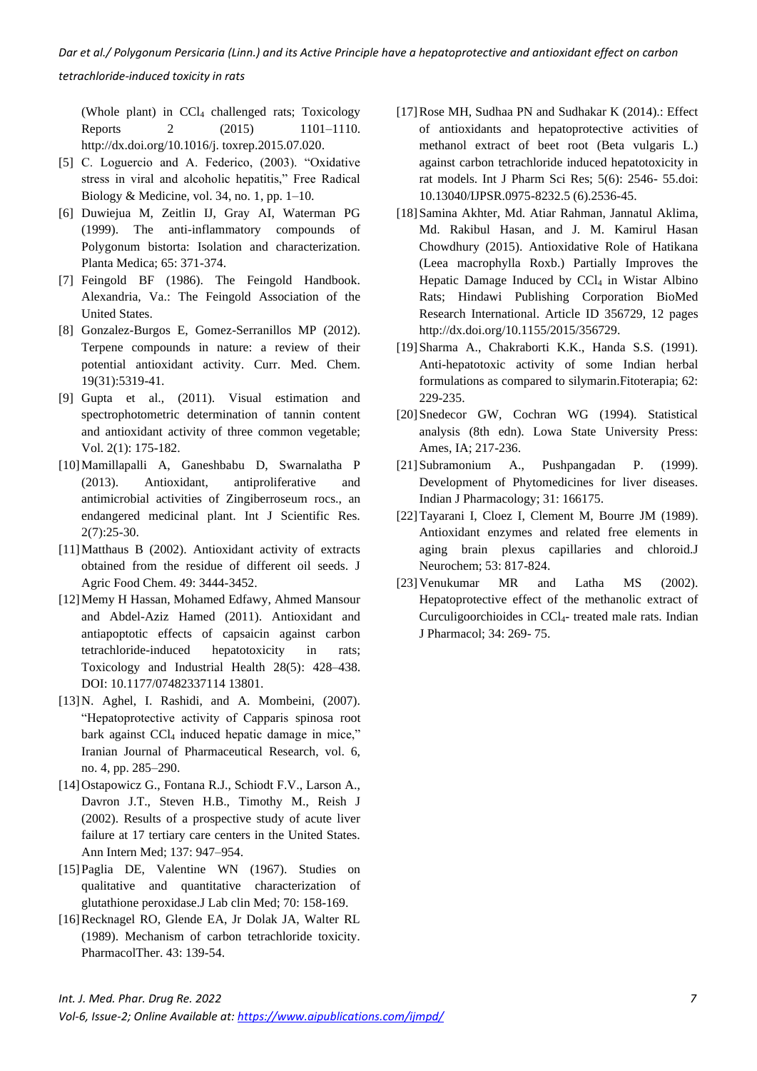(Whole plant) in $CCl_4$ challenged rats; Toxicology Reports 2 (2015) 1101–1110. http://dx.doi.org/10.1016/j. toxrep.2015.07.020.

[5] C. Loguercio and A. Federico, (2003). "Oxidative stress in viral and alcoholic hepatitis," Free Radical Biology & Medicine, vol. 34, no. 1, pp. 1–10.

[6] Duwiejua M, Zeitlin IJ, Gray AI, Waterman PG (1999). The anti-inflammatory compounds of Polygonum bistorta: Isolation and characterization. Planta Medica; 65: 371-374.

[7] Feingold BF (1986). The Feingold Handbook. Alexandria, Va.: The Feingold Association of the United States.

[8] Gonzalez-Burgos E, Gomez-Serranillos MP (2012). Terpene compounds in nature: a review of their potential antioxidant activity. Curr. Med. Chem. 19(31):5319-41.

[9] Gupta et al., (2011). Visual estimation and spectrophotometric determination of tannin content and antioxidant activity of three common vegetable; Vol. 2(1): 175-182.

[10] Mamillapalli A, Ganeshbabu D, Swarnalatha P (2013). Antioxidant, antiproliferative and antimicrobial activities of Zingiberroseum rocs., an endangered medicinal plant. Int J Scientific Res. 2(7):25-30.

[11] Matthaus B (2002). Antioxidant activity of extracts obtained from the residue of different oil seeds. J Agric Food Chem. 49: 3444-3452.

[12] Memy H Hassan, Mohamed Edfawy, Ahmed Mansour and Abdel-Aziz Hamed (2011). Antioxidant and antiapoptotic effects of capsaicin against carbon tetrachloride-induced hepatotoxicity in rats; Toxicology and Industrial Health 28(5): 428–438. DOI: 10.1177/07482337114 13801.

[13] N. Aghel, I. Rashidi, and A. Mombeini, (2007). "Hepatoprotective activity of Capparis spinosa root bark against $CCl_4$ induced hepatic damage in mice," Iranian Journal of Pharmaceutical Research, vol. 6, no. 4, pp. 285–290.

[14] Ostapowicz G., Fontana R.J., Schiodt F.V., Larson A., Davron J.T., Steven H.B., Timothy M., Reish J (2002). Results of a prospective study of acute liver failure at 17 tertiary care centers in the United States. Ann Intern Med; 137: 947–954.

[15] Paglia DE, Valentine WN (1967). Studies on qualitative and quantitative characterization of glutathione peroxidase.J Lab clin Med; 70: 158-169.

[16] Recknagel RO, Glende EA, Jr Dolak JA, Walter RL (1989). Mechanism of carbon tetrachloride toxicity. PharmacolTher. 43: 139-54.

[17] Rose MH, Sudhaa PN and Sudhakar K (2014).: Effect of antioxidants and hepatoprotective activities of methanol extract of beet root (Beta vulgaris L.) against carbon tetrachloride induced hepatotoxicity in rat models. Int J Pharm Sci Res; 5(6): 2546- 55.doi: 10.13040/IJPSR.0975-8232.5 (6).2536-45.

[18] Samina Akhter, Md. Atiar Rahman, Jannatul Aklima, Md. Rakibul Hasan, and J. M. Kamirul Hasan Chowdhury (2015). Antioxidative Role of Hatikana (Leea macrophylla Roxb.) Partially Improves the Hepatic Damage Induced by $CCl_4$ in Wistar Albino Rats; Hindawi Publishing Corporation BioMed Research International. Article ID 356729, 12 pages http://dx.doi.org/10.1155/2015/356729.

[19] Sharma A., Chakraborti K.K., Handa S.S. (1991). Anti-hepatotoxic activity of some Indian herbal formulations as compared to silymarin.Fitoterapia; 62: 229-235.

[20] Snedecor GW, Cochran WG (1994). Statistical analysis (8th edn). Lowa State University Press: Ames, IA; 217-236.

[21] Subramonium A., Pushpangadan P. (1999). Development of Phytomedicines for liver diseases. Indian J Pharmacology; 31: 166175.

[22] Tayarani I, Cloez I, Clement M, Bourre JM (1989). Antioxidant enzymes and related free elements in aging brain plexus capillaries and chloroid.J Neurochem; 53: 817-824.

[23] Venukumar MR and Latha MS (2002). Hepatoprotective effect of the methanolic extract of Curculigoorchioides in $CCl_4$- treated male rats. Indian J Pharmacol; 34: 269- 75.